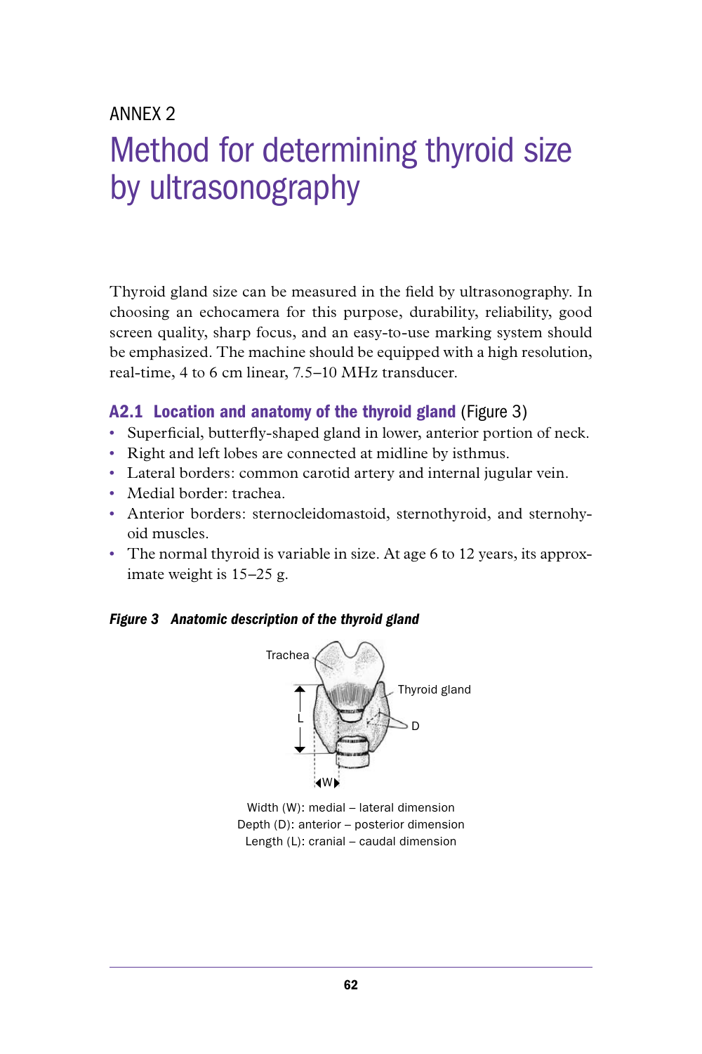ANNEX 2

# Method for determining thyroid size by ultrasonography

Thyroid gland size can be measured in the field by ultrasonography. In choosing an echocamera for this purpose, durability, reliability, good screen quality, sharp focus, and an easy-to-use marking system should be emphasized. The machine should be equipped with a high resolution, real-time, 4 to 6 cm linear, 7.5–10 MHz transducer.

## A2.1 Location and anatomy of the thyroid gland (Figure 3)

- Superficial, butterfly-shaped gland in lower, anterior portion of neck.
- Right and left lobes are connected at midline by isthmus.
- Lateral borders: common carotid artery and internal jugular vein.
- Medial border: trachea.
- Anterior borders: sternocleidomastoid, sternothyroid, and sternohyoid muscles.
- The normal thyroid is variable in size. At age 6 to 12 years, its approximate weight is 15–25 g.

***Figure 3 Anatomic description of the thyroid gland***

Trachea

Thyroid gland

L

D

W

Width (W): medial – lateral dimension
Depth (D): anterior – posterior dimension
Length (L): cranial – caudal dimension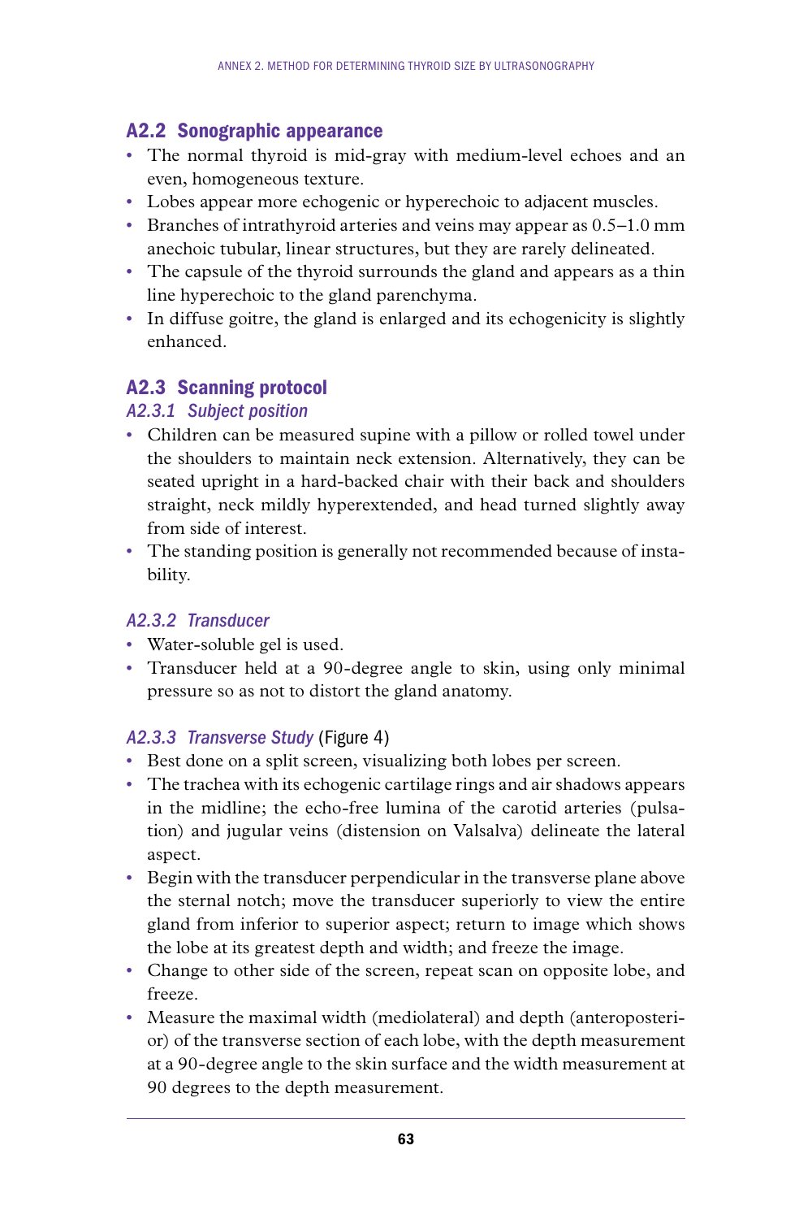## A2.2 Sonographic appearance

- The normal thyroid is mid-gray with medium-level echoes and an even, homogeneous texture.
- Lobes appear more echogenic or hyperechoic to adjacent muscles.
- Branches of intrathyroid arteries and veins may appear as 0.5–1.0 mm anechoic tubular, linear structures, but they are rarely delineated.
- The capsule of the thyroid surrounds the gland and appears as a thin line hyperechoic to the gland parenchyma.
- In diffuse goitre, the gland is enlarged and its echogenicity is slightly enhanced.

## A2.3 Scanning protocol

### *A2.3.1 Subject position*

- Children can be measured supine with a pillow or rolled towel under the shoulders to maintain neck extension. Alternatively, they can be seated upright in a hard-backed chair with their back and shoulders straight, neck mildly hyperextended, and head turned slightly away from side of interest.
- The standing position is generally not recommended because of instability.

### *A2.3.2 Transducer*

- Water-soluble gel is used.
- Transducer held at a 90-degree angle to skin, using only minimal pressure so as not to distort the gland anatomy.

### *A2.3.3 Transverse Study* (Figure 4)

- Best done on a split screen, visualizing both lobes per screen.
- The trachea with its echogenic cartilage rings and air shadows appears in the midline; the echo-free lumina of the carotid arteries (pulsation) and jugular veins (distension on Valsalva) delineate the lateral aspect.
- Begin with the transducer perpendicular in the transverse plane above the sternal notch; move the transducer superiorly to view the entire gland from inferior to superior aspect; return to image which shows the lobe at its greatest depth and width; and freeze the image.
- Change to other side of the screen, repeat scan on opposite lobe, and freeze.
- Measure the maximal width (mediolateral) and depth (anteroposterior) of the transverse section of each lobe, with the depth measurement at a 90-degree angle to the skin surface and the width measurement at 90 degrees to the depth measurement.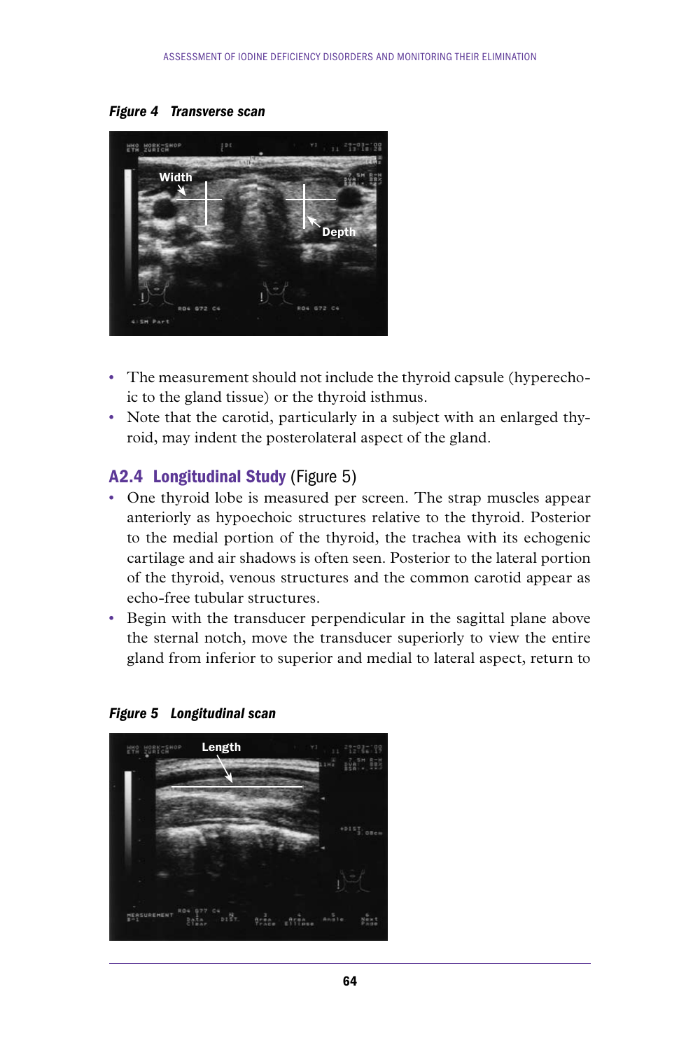*Figure 4 Transverse scan*

- The measurement should not include the thyroid capsule (hyperechoic to the gland tissue) or the thyroid isthmus.
- Note that the carotid, particularly in a subject with an enlarged thyroid, may indent the posterolateral aspect of the gland.

## A2.4 Longitudinal Study (Figure 5)

- One thyroid lobe is measured per screen. The strap muscles appear anteriorly as hypoechoic structures relative to the thyroid. Posterior to the medial portion of the thyroid, the trachea with its echogenic cartilage and air shadows is often seen. Posterior to the lateral portion of the thyroid, venous structures and the common carotid appear as echo-free tubular structures.
- Begin with the transducer perpendicular in the sagittal plane above the sternal notch, move the transducer superiorly to view the entire gland from inferior to superior and medial to lateral aspect, return to

*Figure 5 Longitudinal scan*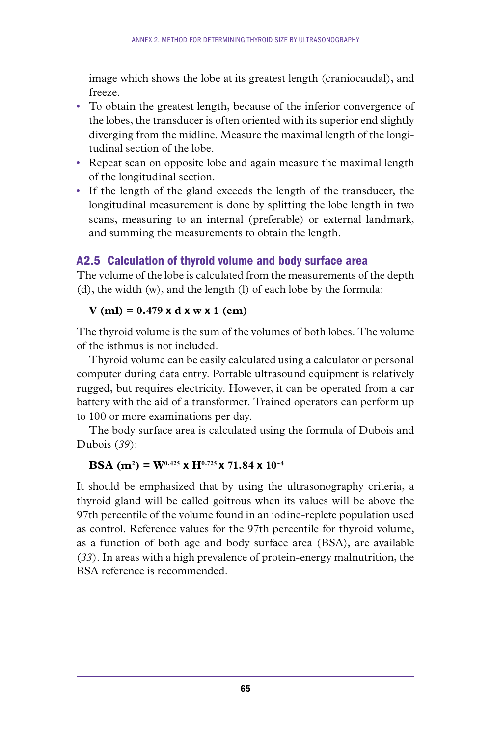image which shows the lobe at its greatest length (craniocaudal), and freeze.

- To obtain the greatest length, because of the inferior convergence of the lobes, the transducer is often oriented with its superior end slightly diverging from the midline. Measure the maximal length of the longitudinal section of the lobe.
- Repeat scan on opposite lobe and again measure the maximal length of the longitudinal section.
- If the length of the gland exceeds the length of the transducer, the longitudinal measurement is done by splitting the lobe length in two scans, measuring to an internal (preferable) or external landmark, and summing the measurements to obtain the length.

## A2.5 Calculation of thyroid volume and body surface area

The volume of the lobe is calculated from the measurements of the depth (d), the width (w), and the length (l) of each lobe by the formula:

$$V\ (\text{ml}) = 0.479 \times d \times w \times l\ (\text{cm})$$

The thyroid volume is the sum of the volumes of both lobes. The volume of the isthmus is not included.

Thyroid volume can be easily calculated using a calculator or personal computer during data entry. Portable ultrasound equipment is relatively rugged, but requires electricity. However, it can be operated from a car battery with the aid of a transformer. Trained operators can perform up to 100 or more examinations per day.

The body surface area is calculated using the formula of Dubois and Dubois (*39*):

$$BSA\ (\text{m}^2) = W^{0.425} \times H^{0.725} \times 71.84 \times 10^{-4}$$

It should be emphasized that by using the ultrasonography criteria, a thyroid gland will be called goitrous when its values will be above the 97th percentile of the volume found in an iodine-replete population used as control. Reference values for the 97th percentile for thyroid volume, as a function of both age and body surface area (BSA), are available (*33*). In areas with a high prevalence of protein-energy malnutrition, the BSA reference is recommended.